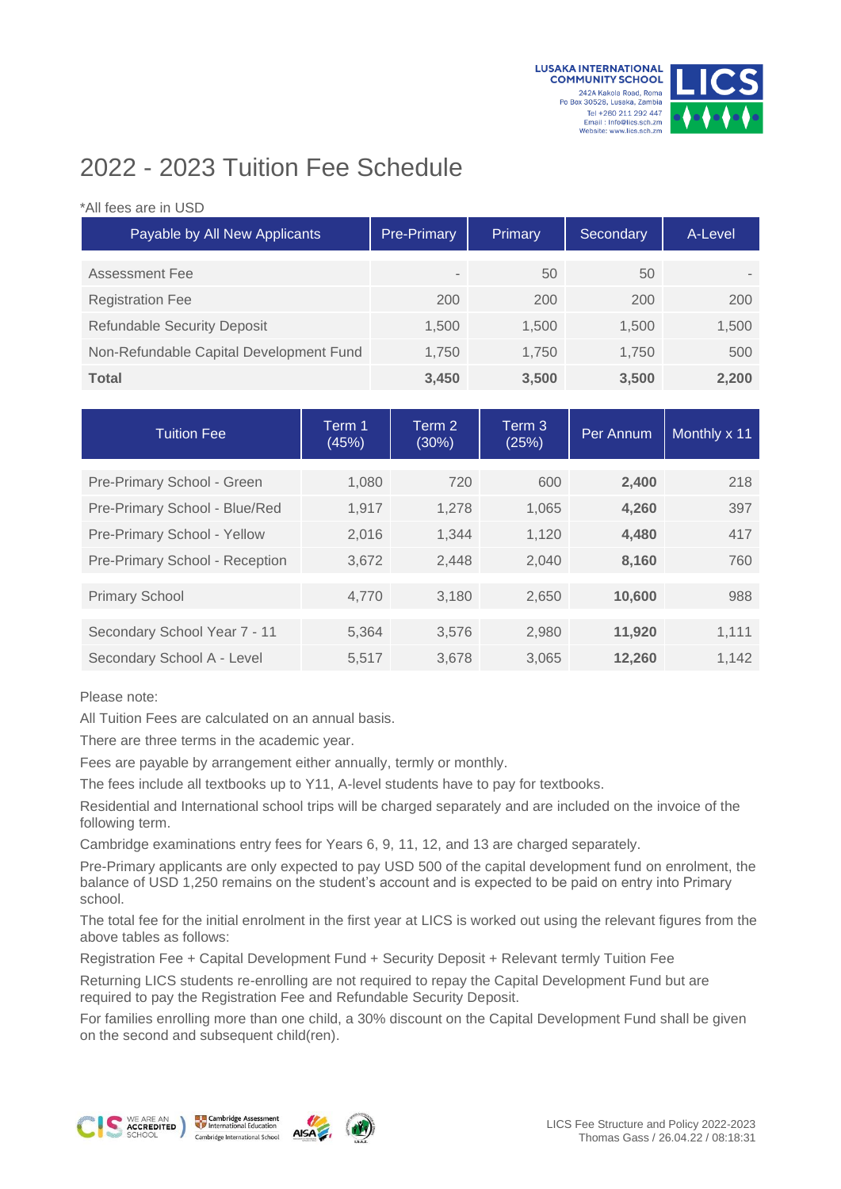LUSAKA INTERNATIONAL COMMUNITY SCHOOL
242A Kakola Road, Roma
Po Box 30528, Lusaka, Zambia
Tel +260 211 292 447
Email : info@lics.sch.zm
Website: www.lics.sch.zm

# 2022 - 2023 Tuition Fee Schedule

*All fees are in USD

| Payable by All New Applicants | Pre-Primary | Primary | Secondary | A-Level |
|---|---|---|---|---|
| Assessment Fee | - | 50 | 50 | - |
| Registration Fee | 200 | 200 | 200 | 200 |
| Refundable Security Deposit | 1,500 | 1,500 | 1,500 | 1,500 |
| Non-Refundable Capital Development Fund | 1,750 | 1,750 | 1,750 | 500 |
| **Total** | **3,450** | **3,500** | **3,500** | **2,200** |

| Tuition Fee | Term 1 (45%) | Term 2 (30%) | Term 3 (25%) | Per Annum | Monthly x 11 |
|---|---|---|---|---|---|
| Pre-Primary School - Green | 1,080 | 720 | 600 | **2,400** | 218 |
| Pre-Primary School - Blue/Red | 1,917 | 1,278 | 1,065 | **4,260** | 397 |
| Pre-Primary School - Yellow | 2,016 | 1,344 | 1,120 | **4,480** | 417 |
| Pre-Primary School - Reception | 3,672 | 2,448 | 2,040 | **8,160** | 760 |
| Primary School | 4,770 | 3,180 | 2,650 | **10,600** | 988 |
| Secondary School Year 7 - 11 | 5,364 | 3,576 | 2,980 | **11,920** | 1,111 |
| Secondary School A - Level | 5,517 | 3,678 | 3,065 | **12,260** | 1,142 |

Please note:

All Tuition Fees are calculated on an annual basis.

There are three terms in the academic year.

Fees are payable by arrangement either annually, termly or monthly.

The fees include all textbooks up to Y11, A-level students have to pay for textbooks.

Residential and International school trips will be charged separately and are included on the invoice of the following term.

Cambridge examinations entry fees for Years 6, 9, 11, 12, and 13 are charged separately.

Pre-Primary applicants are only expected to pay USD 500 of the capital development fund on enrolment, the balance of USD 1,250 remains on the student's account and is expected to be paid on entry into Primary school.

The total fee for the initial enrolment in the first year at LICS is worked out using the relevant figures from the above tables as follows:

Registration Fee + Capital Development Fund + Security Deposit + Relevant termly Tuition Fee

Returning LICS students re-enrolling are not required to repay the Capital Development Fund but are required to pay the Registration Fee and Refundable Security Deposit.

For families enrolling more than one child, a 30% discount on the Capital Development Fund shall be given on the second and subsequent child(ren).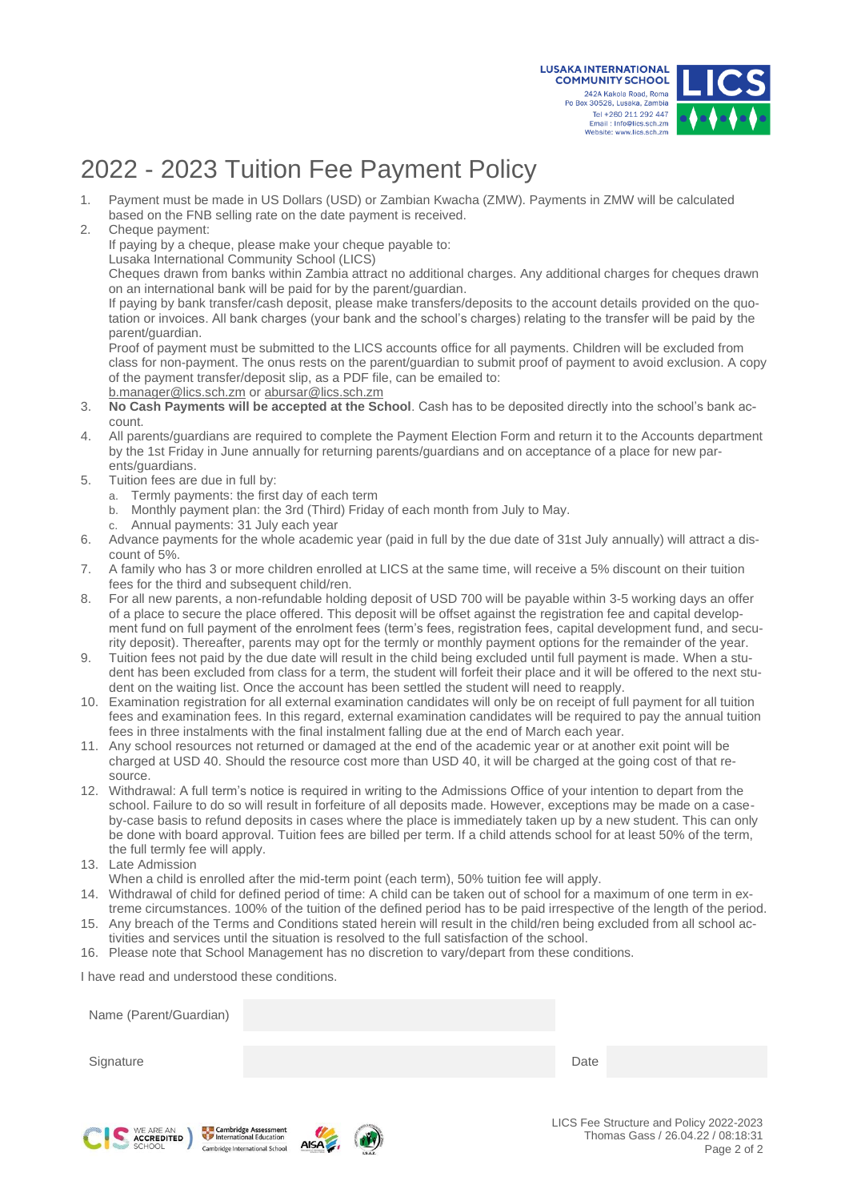LUSAKA INTERNATIONAL COMMUNITY SCHOOL
242A Kakola Road, Roma
Po Box 30528, Lusaka, Zambia
Tel +260 211 292 447
Email : info@lics.sch.zm
Website: www.lics.sch.zm

# 2022 - 2023 Tuition Fee Payment Policy

1. Payment must be made in US Dollars (USD) or Zambian Kwacha (ZMW). Payments in ZMW will be calculated based on the FNB selling rate on the date payment is received.
2. Cheque payment:
   If paying by a cheque, please make your cheque payable to:
   Lusaka International Community School (LICS)
   Cheques drawn from banks within Zambia attract no additional charges. Any additional charges for cheques drawn on an international bank will be paid for by the parent/guardian.
   If paying by bank transfer/cash deposit, please make transfers/deposits to the account details provided on the quotation or invoices. All bank charges (your bank and the school's charges) relating to the transfer will be paid by the parent/guardian.
   Proof of payment must be submitted to the LICS accounts office for all payments. Children will be excluded from class for non-payment. The onus rests on the parent/guardian to submit proof of payment to avoid exclusion. A copy of the payment transfer/deposit slip, as a PDF file, can be emailed to:
   b.manager@lics.sch.zm or abursar@lics.sch.zm
3. **No Cash Payments will be accepted at the School**. Cash has to be deposited directly into the school's bank account.
4. All parents/guardians are required to complete the Payment Election Form and return it to the Accounts department by the 1st Friday in June annually for returning parents/guardians and on acceptance of a place for new parents/guardians.
5. Tuition fees are due in full by:
   a. Termly payments: the first day of each term
   b. Monthly payment plan: the 3rd (Third) Friday of each month from July to May.
   c. Annual payments: 31 July each year
6. Advance payments for the whole academic year (paid in full by the due date of 31st July annually) will attract a discount of 5%.
7. A family who has 3 or more children enrolled at LICS at the same time, will receive a 5% discount on their tuition fees for the third and subsequent child/ren.
8. For all new parents, a non-refundable holding deposit of USD 700 will be payable within 3-5 working days an offer of a place to secure the place offered. This deposit will be offset against the registration fee and capital development fund on full payment of the enrolment fees (term's fees, registration fees, capital development fund, and security deposit). Thereafter, parents may opt for the termly or monthly payment options for the remainder of the year.
9. Tuition fees not paid by the due date will result in the child being excluded until full payment is made. When a student has been excluded from class for a term, the student will forfeit their place and it will be offered to the next student on the waiting list. Once the account has been settled the student will need to reapply.
10. Examination registration for all external examination candidates will only be on receipt of full payment for all tuition fees and examination fees. In this regard, external examination candidates will be required to pay the annual tuition fees in three instalments with the final instalment falling due at the end of March each year.
11. Any school resources not returned or damaged at the end of the academic year or at another exit point will be charged at USD 40. Should the resource cost more than USD 40, it will be charged at the going cost of that resource.
12. Withdrawal: A full term's notice is required in writing to the Admissions Office of your intention to depart from the school. Failure to do so will result in forfeiture of all deposits made. However, exceptions may be made on a case-by-case basis to refund deposits in cases where the place is immediately taken up by a new student. This can only be done with board approval. Tuition fees are billed per term. If a child attends school for at least 50% of the term, the full termly fee will apply.
13. Late Admission
    When a child is enrolled after the mid-term point (each term), 50% tuition fee will apply.
14. Withdrawal of child for defined period of time: A child can be taken out of school for a maximum of one term in extreme circumstances. 100% of the tuition of the defined period has to be paid irrespective of the length of the period.
15. Any breach of the Terms and Conditions stated herein will result in the child/ren being excluded from all school activities and services until the situation is resolved to the full satisfaction of the school.
16. Please note that School Management has no discretion to vary/depart from these conditions.

I have read and understood these conditions.

| | | | |
|---|---|---|---|
| Name (Parent/Guardian) | | | |
| Signature | | Date | |

LICS Fee Structure and Policy 2022-2023
Thomas Gass / 26.04.22 / 08:18:31